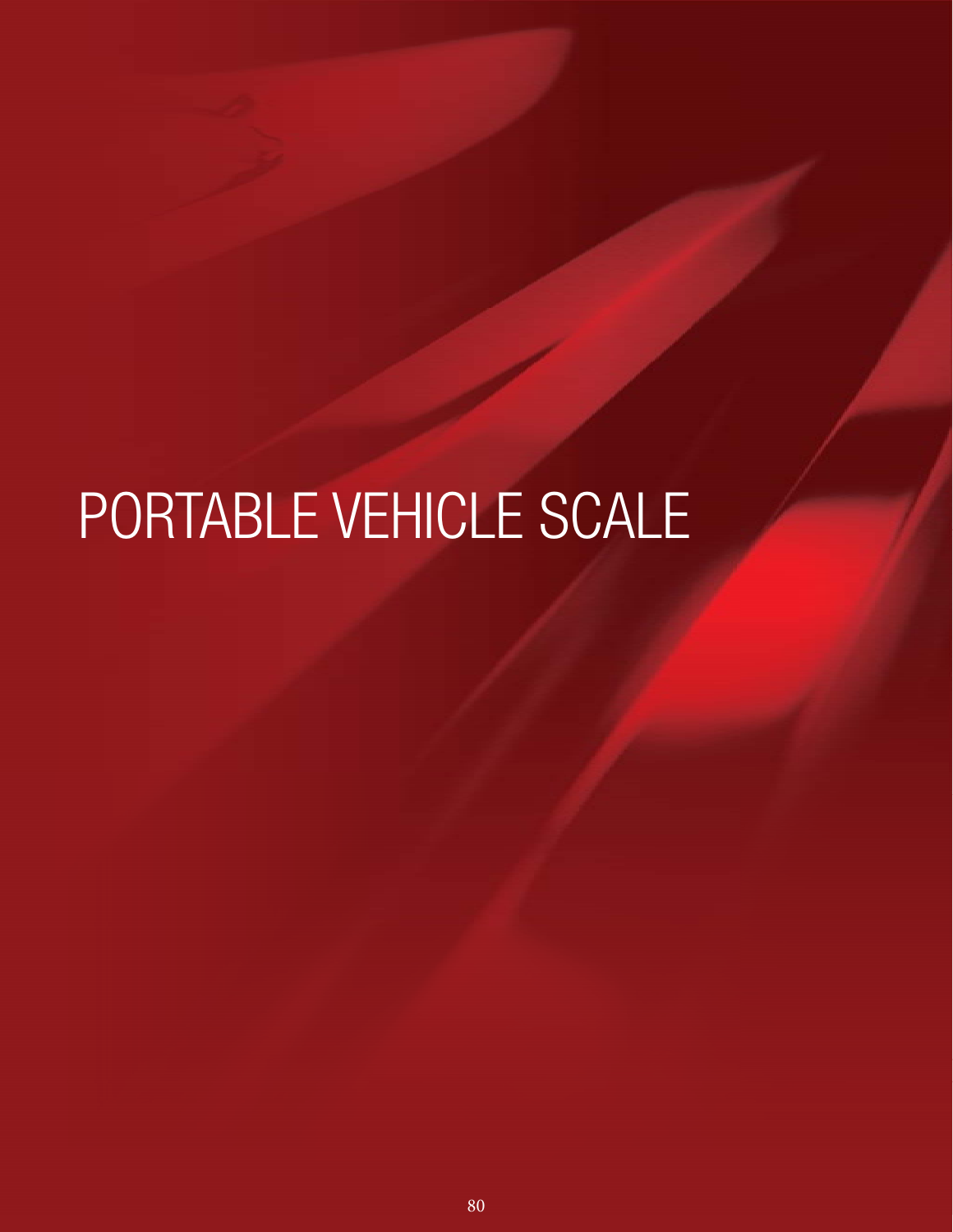# PORTABLE VEHICLE SCALE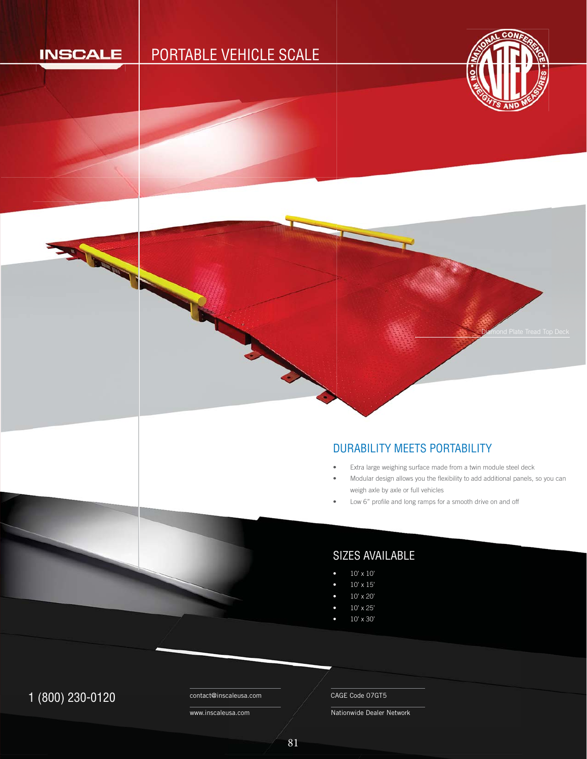INSCALE

# PORTABLE VEHICLE SCALE

Diamond Plate Tread Top Deck

## DURABILITY MEETS PORTABILITY

- Extra large weighing surface made from a twin module steel deck
- Modular design allows you the flexibility to add additional panels, so you can weigh axle by axle or full vehicles
- Low 6" profile and long ramps for a smooth drive on and off

## SIZES AVAILABLE

- 10' x 10'
- 10' x 15'
- 10' x 20'
- 10' x 25'
- 10' x 30'

1 (800) 230-0120

contact@inscaleusa.com

www.inscaleusa.com

CAGE Code 07GT5

Nationwide Dealer Network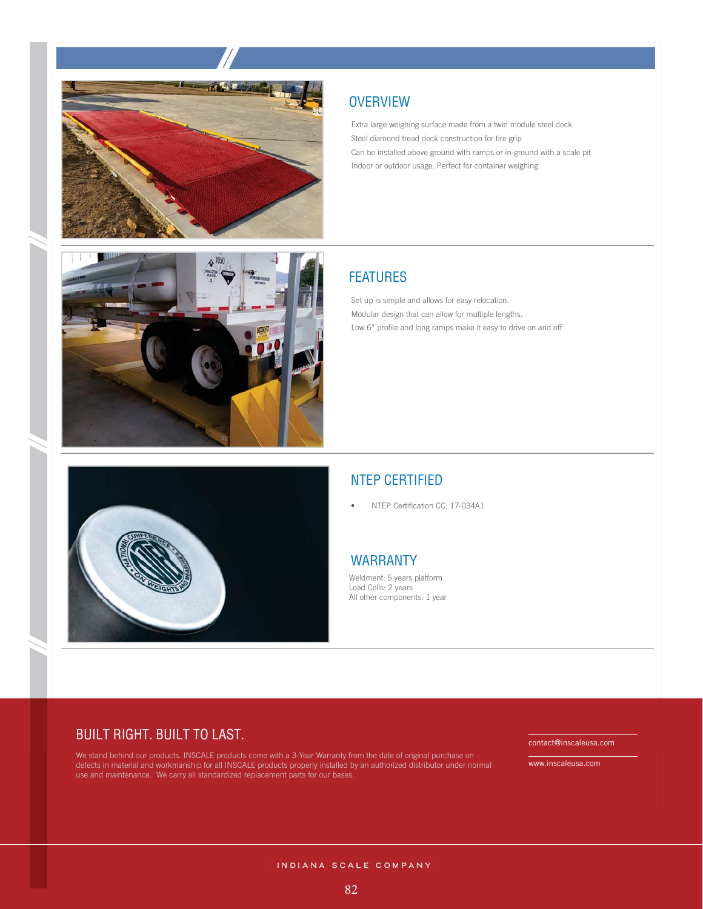## OVERVIEW

Extra large weighing surface made from a twin module steel deck
Steel diamond tread deck construction for tire grip
Can be installed above ground with ramps or in-ground with a scale pit
Indoor or outdoor usage. Perfect for container weighing

## FEATURES

Set up is simple and allows for easy relocation.
Modular design that can allow for multiple lengths.
Low 6" profile and long ramps make it easy to drive on and off

## NTEP CERTIFIED

- NTEP Certification CC: 17-034A1

## WARRANTY

Weldment: 5 years platform
Load Cells: 2 years
All other components: 1 year

## BUILT RIGHT. BUILT TO LAST.

We stand behind our products. INSCALE products come with a 3-Year Warranty from the date of original purchase on defects in material and workmanship for all INSCALE products properly installed by an authorized distributor under normal use and maintenance. We carry all standardized replacement parts for our bases.

contact@inscaleusa.com

www.inscaleusa.com

INDIANA SCALE COMPANY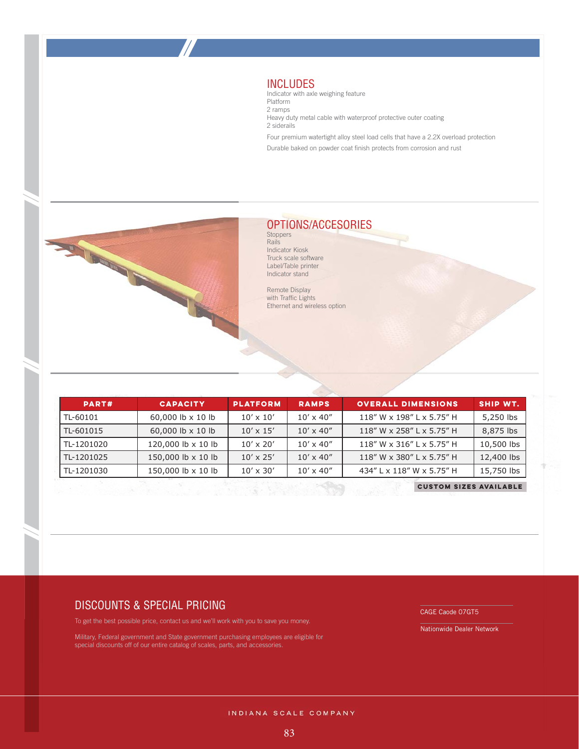## INCLUDES

Indicator with axle weighing feature
Platform
2 ramps
Heavy duty metal cable with waterproof protective outer coating
2 siderails

Four premium watertight alloy steel load cells that have a 2.2X overload protection

Durable baked on powder coat finish protects from corrosion and rust

## OPTIONS/ACCESORIES

Stoppers
Rails
Indicator Kiosk
Truck scale software
Label/Table printer
Indicator stand

Remote Display
with Traffic Lights
Ethernet and wireless option

| PART# | CAPACITY | PLATFORM | RAMPS | OVERALL DIMENSIONS | SHIP WT. |
|---|---|---|---|---|---|
| TL-60101 | 60,000 lb x 10 lb | 10′ x 10′ | 10′ x 40″ | 118″ W x 198″ L x 5.75″ H | 5,250 lbs |
| TL-601015 | 60,000 lb x 10 lb | 10′ x 15′ | 10′ x 40″ | 118″ W x 258″ L x 5.75″ H | 8,875 lbs |
| TL-1201020 | 120,000 lb x 10 lb | 10′ x 20′ | 10′ x 40″ | 118″ W x 316″ L x 5.75″ H | 10,500 lbs |
| TL-1201025 | 150,000 lb x 10 lb | 10′ x 25′ | 10′ x 40″ | 118″ W x 380″ L x 5.75″ H | 12,400 lbs |
| TL-1201030 | 150,000 lb x 10 lb | 10′ x 30′ | 10′ x 40″ | 434″ L x 118″ W x 5.75″ H | 15,750 lbs |

**CUSTOM SIZES AVAILABLE**

## DISCOUNTS & SPECIAL PRICING

To get the best possible price, contact us and we'll work with you to save you money.

Military, Federal government and State government purchasing employees are eligible for special discounts off of our entire catalog of scales, parts, and accessories.

CAGE Caode 07GT5

Nationwide Dealer Network

INDIANA SCALE COMPANY